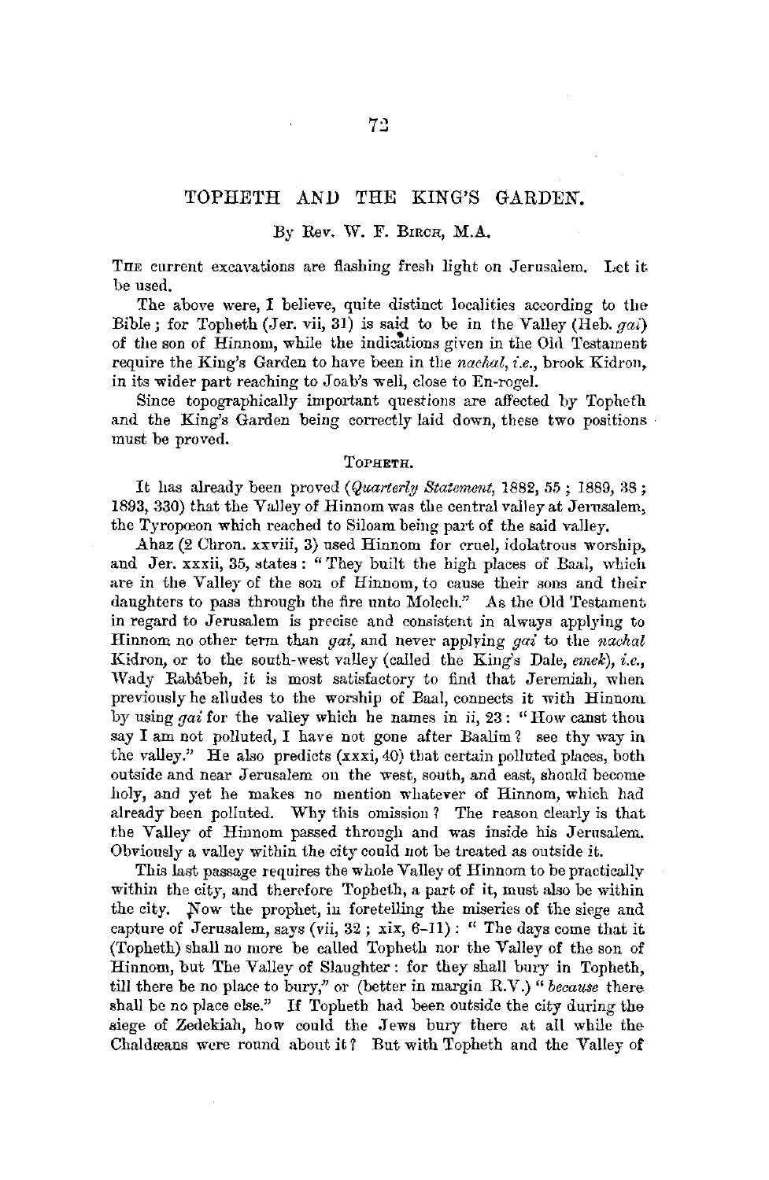# TOPHETH AND THE KING'S GARDEN.

By Rev. W. F. Birch, M.A.

The current excavations are flashing fresh light on Jerusalem. Let it be used.

The above were, I believe, quite distinct localities according to the Bible; for Topheth (Jer. vii, 31) is said to be in the Valley (Heb. *gai*) of the son of Hinnom, while the indications given in the Old Testament require the King's Garden to have been in the *nachal*, *i.e.*, brook Kidron, in its wider part reaching to Joab's well, close to En-rogel.

Since topographically important questions are affected by Topheth and the King's Garden being correctly laid down, these two positions must be proved.

## Topheth.

It has already been proved (*Quarterly Statement*, 1882, 55; 1889, 38; 1893, 330) that the Valley of Hinnom was the central valley at Jerusalem, the Tyropœon which reached to Siloam being part of the said valley.

Ahaz (2 Chron. xxviii, 3) used Hinnom for cruel, idolatrous worship, and Jer. xxxii, 35, states: "They built the high places of Baal, which are in the Valley of the son of Hinnom, to cause their sons and their daughters to pass through the fire unto Molech." As the Old Testament in regard to Jerusalem is precise and consistent in always applying to Hinnom no other term than *gai*, and never applying *gai* to the *nachal* Kidron, or to the south-west valley (called the King's Dale, *emek*), *i.e.*, Wady Rabâbeh, it is most satisfactory to find that Jeremiah, when previously he alludes to the worship of Baal, connects it with Hinnom by using *gai* for the valley which he names in ii, 23: "How canst thou say I am not polluted, I have not gone after Baalim? see thy way in the valley." He also predicts (xxxi, 40) that certain polluted places, both outside and near Jerusalem on the west, south, and east, should become holy, and yet he makes no mention whatever of Hinnom, which had already been polluted. Why this omission? The reason clearly is that the Valley of Hinnom passed through and was inside his Jerusalem. Obviously a valley within the city could not be treated as outside it.

This last passage requires the whole Valley of Hinnom to be practically within the city, and therefore Topheth, a part of it, must also be within the city. Now the prophet, in foretelling the miseries of the siege and capture of Jerusalem, says (vii, 32; xix, 6–11): "The days come that it (Topheth) shall no more be called Topheth nor the Valley of the son of Hinnom, but The Valley of Slaughter: for they shall bury in Topheth, till there be no place to bury," or (better in margin R.V.) "*because* there shall be no place else." If Topheth had been outside the city during the siege of Zedekiah, how could the Jews bury there at all while the Chaldæans were round about it? But with Topheth and the Valley of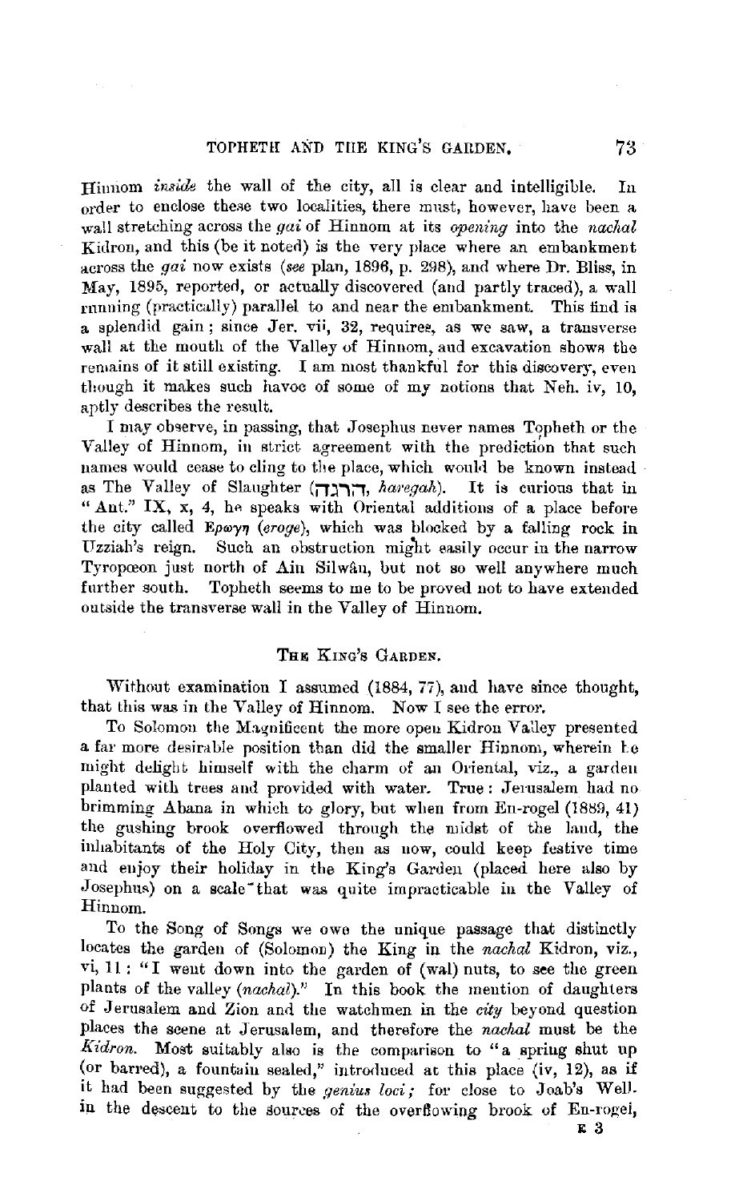Hinnom *inside* the wall of the city, all is clear and intelligible. In order to enclose these two localities, there must, however, have been a wall stretching across the *gai* of Hinnom at its *opening* into the *nachal* Kidron, and this (be it noted) is the very place where an embankment across the *gai* now exists (*see* plan, 1896, p. 298), and where Dr. Bliss, in May, 1895, reported, or actually discovered (and partly traced), a wall running (practically) parallel to and near the embankment. This find is a splendid gain; since Jer. vii, 32, requires, as we saw, a transverse wall at the mouth of the Valley of Hinnom, and excavation shows the remains of it still existing. I am most thankful for this discovery, even though it makes such havoc of some of my notions that Neh. iv, 10, aptly describes the result.

I may observe, in passing, that Josephus never names Topheth or the Valley of Hinnom, in strict agreement with the prediction that such names would cease to cling to the place, which would be known instead as The Valley of Slaughter (הֲרֵגָה, *haregah*). It is curious that in "Ant." IX, x, 4, he speaks with Oriental additions of a place before the city called Ερωγη (*eroge*), which was blocked by a falling rock in Uzziah's reign. Such an obstruction might easily occur in the narrow Tyropœon just north of Ain Silwân, but not so well anywhere much further south. Topheth seems to me to be proved not to have extended outside the transverse wall in the Valley of Hinnom.

## The King's Garden.

Without examination I assumed (1884, 77), and have since thought, that this was in the Valley of Hinnom. Now I see the error.

To Solomon the Magnificent the more open Kidron Valley presented a far more desirable position than did the smaller Hinnom, wherein he might delight himself with the charm of an Oriental, viz., a garden planted with trees and provided with water. True: Jerusalem had no brimming Abana in which to glory, but when from En-rogel (1889, 41) the gushing brook overflowed through the midst of the land, the inhabitants of the Holy City, then as now, could keep festive time and enjoy their holiday in the King's Garden (placed here also by Josephus) on a scale that was quite impracticable in the Valley of Hinnom.

To the Song of Songs we owe the unique passage that distinctly locates the garden of (Solomon) the King in the *nachal* Kidron, viz., vi, 11: "I went down into the garden of (wal) nuts, to see the green plants of the valley (*nachal*)." In this book the mention of daughters of Jerusalem and Zion and the watchmen in the *city* beyond question places the scene at Jerusalem, and therefore the *nachal* must be the *Kidron.* Most suitably also is the comparison to "a spring shut up (or barred), a fountain sealed," introduced at this place (iv, 12), as if it had been suggested by the *genius loci;* for close to Joab's Well in the descent to the sources of the overflowing brook of En-rogel,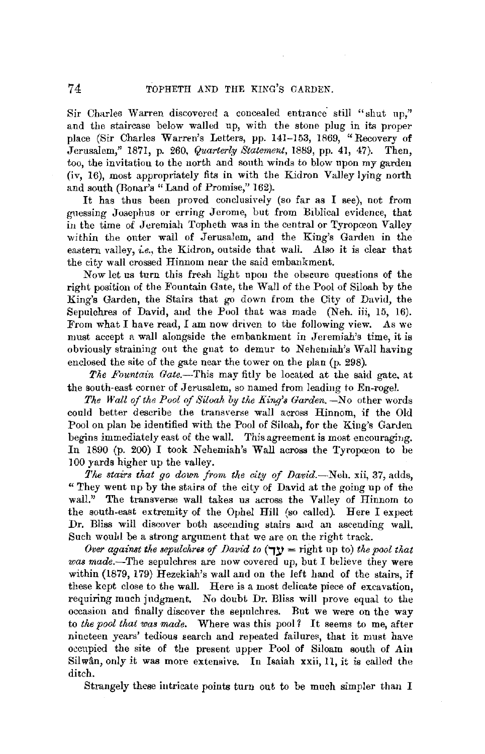Sir Charles Warren discovered a concealed entrance still "shut up," and the staircase below walled up, with the stone plug in its proper place (Sir Charles Warren's Letters, pp. 141–153, 1869, "Recovery of Jerusalem," 1871, p. 260, *Quarterly Statement*, 1889, pp. 41, 47). Then, too, the invitation to the north and south winds to blow upon my garden (iv, 16), most appropriately fits in with the Kidron Valley lying north and south (Bonar's "Land of Promise," 162).

It has thus been proved conclusively (so far as I see), not from guessing Josephus or erring Jerome, but from Biblical evidence, that in the time of Jeremiah Topheth was in the central or Tyropœon Valley within the outer wall of Jerusalem, and the King's Garden in the eastern valley, *i.e.*, the Kidron, outside that wall. Also it is clear that the city wall crossed Hinnom near the said embankment.

Now let us turn this fresh light upon the obscure questions of the right position of the Fountain Gate, the Wall of the Pool of Siloah by the King's Garden, the Stairs that go down from the City of David, the Sepulchres of David, and the Pool that was made (Neh. iii, 15, 16). From what I have read, I am now driven to the following view. As we must accept a wall alongside the embankment in Jeremiah's time, it is obviously straining out the gnat to demur to Nehemiah's Wall having enclosed the site of the gate near the tower on the plan (p. 298).

*The Fountain Gate.*—This may fitly be located at the said gate, at the south-east corner of Jerusalem, so named from leading to En-rogel.

*The Wall of the Pool of Siloah by the King's Garden.*—No other words could better describe the transverse wall across Hinnom, if the Old Pool on plan be identified with the Pool of Siloah, for the King's Garden begins immediately east of the wall. This agreement is most encouraging. In 1890 (p. 200) I took Nehemiah's Wall across the Tyropœon to be 100 yards higher up the valley.

*The stairs that go down from the city of David.*—Neh. xii, 37, adds, "They went up by the stairs of the city of David at the going up of the wall." The transverse wall takes us across the Valley of Hinnom to the south-east extremity of the Ophel Hill (so called). Here I expect Dr. Bliss will discover both ascending stairs and an ascending wall. Such would be a strong argument that we are on the right track.

*Over against the sepulchres of David to* (עַד = right up to) *the pool that was made.*—The sepulchres are now covered up, but I believe they were within (1879, 179) Hezekiah's wall and on the left hand of the stairs, if these kept close to the wall. Here is a most delicate piece of excavation, requiring much judgment. No doubt Dr. Bliss will prove equal to the occasion and finally discover the sepulchres. But we were on the way to *the pool that was made.* Where was this pool? It seems to me, after nineteen years' tedious search and repeated failures, that it must have occupied the site of the present upper Pool of Siloam south of Ain Silwân, only it was more extensive. In Isaiah xxii, 11, it is called the ditch.

Strangely these intricate points turn out to be much simpler than I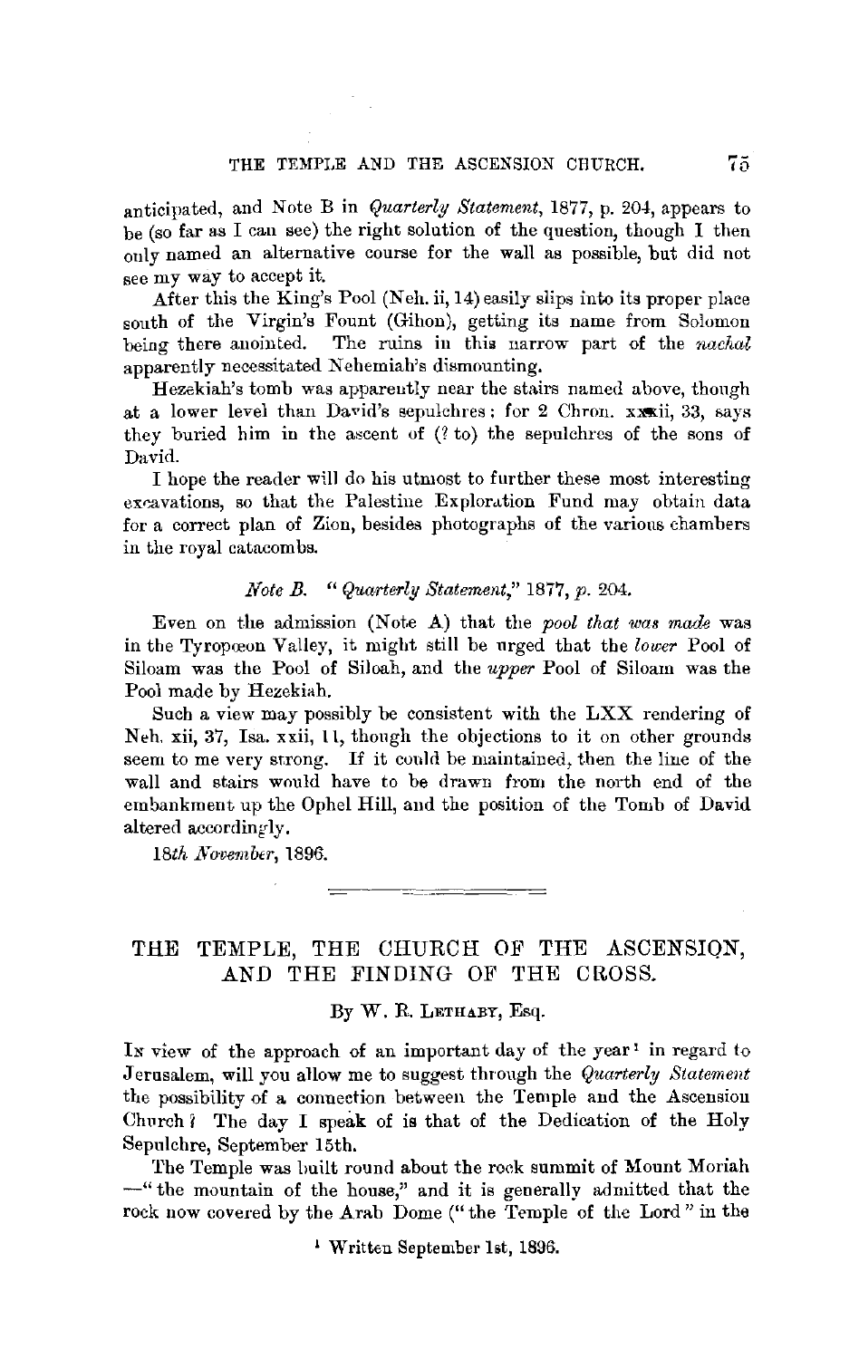anticipated, and Note B in *Quarterly Statement*, 1877, p. 204, appears to be (so far as I can see) the right solution of the question, though I then only named an alternative course for the wall as possible, but did not see my way to accept it.

After this the King's Pool (Neh. ii, 14) easily slips into its proper place south of the Virgin's Fount (Gihon), getting its name from Solomon being there anointed. The ruins in this narrow part of the *nachal* apparently necessitated Nehemiah's dismounting.

Hezekiah's tomb was apparently near the stairs named above, though at a lower level than David's sepulchres; for 2 Chron. xxxii, 33, says they buried him in the ascent of (? to) the sepulchres of the sons of David.

I hope the reader will do his utmost to further these most interesting excavations, so that the Palestine Exploration Fund may obtain data for a correct plan of Zion, besides photographs of the various chambers in the royal catacombs.

*Note B.* "*Quarterly Statement*," 1877, *p.* 204.

Even on the admission (Note A) that the *pool that was made* was in the Tyropœon Valley, it might still be urged that the *lower* Pool of Siloam was the Pool of Siloah, and the *upper* Pool of Siloam was the Pool made by Hezekiah.

Such a view may possibly be consistent with the LXX rendering of Neh. xii, 37, Isa. xxii, 11, though the objections to it on other grounds seem to me very strong. If it could be maintained, then the line of the wall and stairs would have to be drawn from the north end of the embankment up the Ophel Hill, and the position of the Tomb of David altered accordingly.

*18th November*, 1896.

---

## THE TEMPLE, THE CHURCH OF THE ASCENSION, AND THE FINDING OF THE CROSS.

By W. R. Lethaby, Esq.

In view of the approach of an important day of the year[1] in regard to Jerusalem, will you allow me to suggest through the *Quarterly Statement* the possibility of a connection between the Temple and the Ascension Church? The day I speak of is that of the Dedication of the Holy Sepulchre, September 15th.

The Temple was built round about the rock summit of Mount Moriah —"the mountain of the house," and it is generally admitted that the rock now covered by the Arab Dome ("the Temple of the Lord" in the

[1] Written September 1st, 1896.